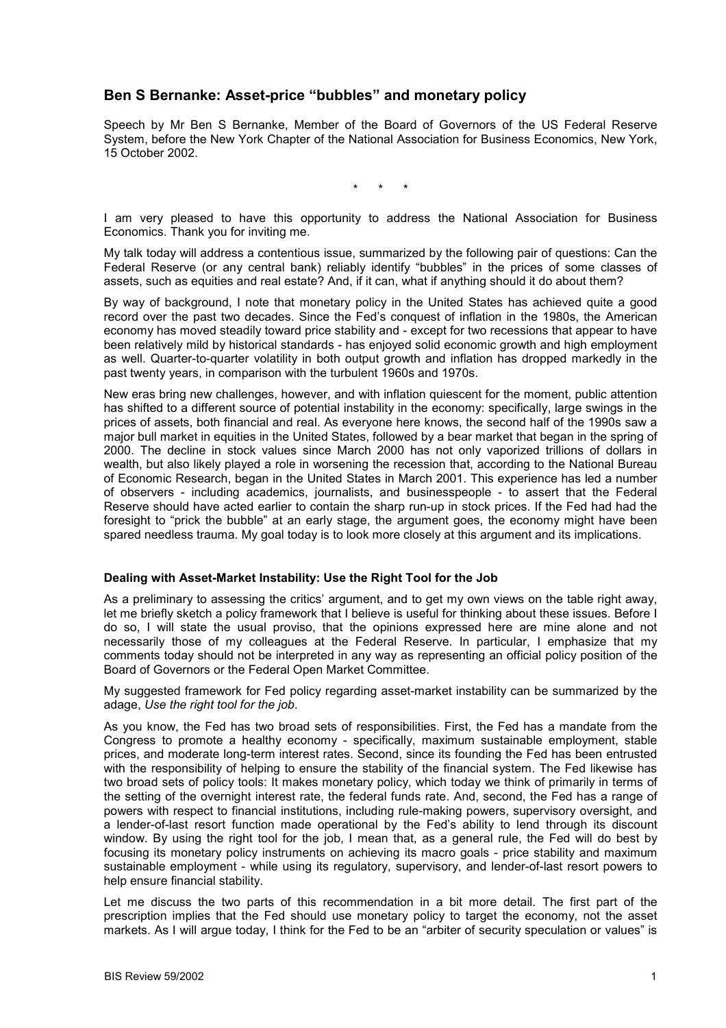## Ben S Bernanke: Asset-price "bubbles" and monetary policy

Speech by Mr Ben S Bernanke, Member of the Board of Governors of the US Federal Reserve System, before the New York Chapter of the National Association for Business Economics, New York, 15 October 2002.

\* \* \*

I am very pleased to have this opportunity to address the National Association for Business Economics. Thank you for inviting me.

My talk today will address a contentious issue, summarized by the following pair of questions: Can the Federal Reserve (or any central bank) reliably identify "bubbles" in the prices of some classes of assets, such as equities and real estate? And, if it can, what if anything should it do about them?

By way of background, I note that monetary policy in the United States has achieved quite a good record over the past two decades. Since the Fed's conquest of inflation in the 1980s, the American economy has moved steadily toward price stability and - except for two recessions that appear to have been relatively mild by historical standards - has enjoyed solid economic growth and high employment as well. Quarter-to-quarter volatility in both output growth and inflation has dropped markedly in the past twenty years, in comparison with the turbulent 1960s and 1970s.

New eras bring new challenges, however, and with inflation quiescent for the moment, public attention has shifted to a different source of potential instability in the economy: specifically, large swings in the prices of assets, both financial and real. As everyone here knows, the second half of the 1990s saw a major bull market in equities in the United States, followed by a bear market that began in the spring of 2000. The decline in stock values since March 2000 has not only vaporized trillions of dollars in wealth, but also likely played a role in worsening the recession that, according to the National Bureau of Economic Research, began in the United States in March 2001. This experience has led a number of observers - including academics, journalists, and businesspeople - to assert that the Federal Reserve should have acted earlier to contain the sharp run-up in stock prices. If the Fed had had the foresight to "prick the bubble" at an early stage, the argument goes, the economy might have been spared needless trauma. My goal today is to look more closely at this argument and its implications.

### Dealing with Asset-Market Instability: Use the Right Tool for the Job

As a preliminary to assessing the critics' argument, and to get my own views on the table right away, let me briefly sketch a policy framework that I believe is useful for thinking about these issues. Before I do so, I will state the usual proviso, that the opinions expressed here are mine alone and not necessarily those of my colleagues at the Federal Reserve. In particular, I emphasize that my comments today should not be interpreted in any way as representing an official policy position of the Board of Governors or the Federal Open Market Committee.

My suggested framework for Fed policy regarding asset-market instability can be summarized by the adage, *Use the right tool for the job*.

As you know, the Fed has two broad sets of responsibilities. First, the Fed has a mandate from the Congress to promote a healthy economy - specifically, maximum sustainable employment, stable prices, and moderate long-term interest rates. Second, since its founding the Fed has been entrusted with the responsibility of helping to ensure the stability of the financial system. The Fed likewise has two broad sets of policy tools: It makes monetary policy, which today we think of primarily in terms of the setting of the overnight interest rate, the federal funds rate. And, second, the Fed has a range of powers with respect to financial institutions, including rule-making powers, supervisory oversight, and a lender-of-last resort function made operational by the Fed's ability to lend through its discount window. By using the right tool for the job, I mean that, as a general rule, the Fed will do best by focusing its monetary policy instruments on achieving its macro goals - price stability and maximum sustainable employment - while using its regulatory, supervisory, and lender-of-last resort powers to help ensure financial stability.

Let me discuss the two parts of this recommendation in a bit more detail. The first part of the prescription implies that the Fed should use monetary policy to target the economy, not the asset markets. As I will argue today, I think for the Fed to be an "arbiter of security speculation or values" is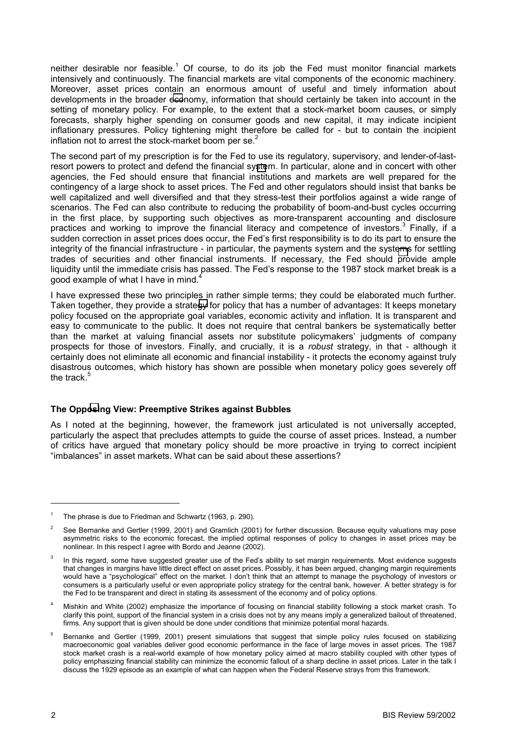neither desirable nor feasible.[1] Of course, to do its job the Fed must monitor financial markets intensively and continuously. The financial markets are vital components of the economic machinery. Moreover, asset prices contain an enormous amount of useful and timely information about developments in the broader economy, information that should certainly be taken into account in the setting of monetary policy. For example, to the extent that a stock-market boom causes, or simply forecasts, sharply higher spending on consumer goods and new capital, it may indicate incipient inflationary pressures. Policy tightening might therefore be called for - but to contain the incipient inflation not to arrest the stock-market boom per se.[2]

The second part of my prescription is for the Fed to use its regulatory, supervisory, and lender-of-last-resort powers to protect and defend the financial system. In particular, alone and in concert with other agencies, the Fed should ensure that financial institutions and markets are well prepared for the contingency of a large shock to asset prices. The Fed and other regulators should insist that banks be well capitalized and well diversified and that they stress-test their portfolios against a wide range of scenarios. The Fed can also contribute to reducing the probability of boom-and-bust cycles occurring in the first place, by supporting such objectives as more-transparent accounting and disclosure practices and working to improve the financial literacy and competence of investors.[3] Finally, if a sudden correction in asset prices does occur, the Fed's first responsibility is to do its part to ensure the integrity of the financial infrastructure - in particular, the payments system and the systems for settling trades of securities and other financial instruments. If necessary, the Fed should provide ample liquidity until the immediate crisis has passed. The Fed's response to the 1987 stock market break is a good example of what I have in mind.[4]

I have expressed these two principles in rather simple terms; they could be elaborated much further. Taken together, they provide a strategy for policy that has a number of advantages: It keeps monetary policy focused on the appropriate goal variables, economic activity and inflation. It is transparent and easy to communicate to the public. It does not require that central bankers be systematically better than the market at valuing financial assets nor substitute policymakers' judgments of company prospects for those of investors. Finally, and crucially, it is a *robust* strategy, in that - although it certainly does not eliminate all economic and financial instability - it protects the economy against truly disastrous outcomes, which history has shown are possible when monetary policy goes severely off the track.[5]

**The Opposing View: Preemptive Strikes against Bubbles**

As I noted at the beginning, however, the framework just articulated is not universally accepted, particularly the aspect that precludes attempts to guide the course of asset prices. Instead, a number of critics have argued that monetary policy should be more proactive in trying to correct incipient "imbalances" in asset markets. What can be said about these assertions?

---

[1] The phrase is due to Friedman and Schwartz (1963, p. 290).

[2] See Bernanke and Gertler (1999, 2001) and Gramlich (2001) for further discussion. Because equity valuations may pose asymmetric risks to the economic forecast, the implied optimal responses of policy to changes in asset prices may be nonlinear. In this respect I agree with Bordo and Jeanne (2002).

[3] In this regard, some have suggested greater use of the Fed's ability to set margin requirements. Most evidence suggests that changes in margins have little direct effect on asset prices. Possibly, it has been argued, changing margin requirements would have a "psychological" effect on the market. I don't think that an attempt to manage the psychology of investors or consumers is a particularly useful or even appropriate policy strategy for the central bank, however. A better strategy is for the Fed to be transparent and direct in stating its assessment of the economy and of policy options.

[4] Mishkin and White (2002) emphasize the importance of focusing on financial stability following a stock market crash. To clarify this point, support of the financial system in a crisis does not by any means imply a generalized bailout of threatened, firms. Any support that is given should be done under conditions that minimize potential moral hazards.

[5] Bernanke and Gertler (1999, 2001) present simulations that suggest that simple policy rules focused on stabilizing macroeconomic goal variables deliver good economic performance in the face of large moves in asset prices. The 1987 stock market crash is a real-world example of how monetary policy aimed at macro stability coupled with other types of policy emphasizing financial stability can minimize the economic fallout of a sharp decline in asset prices. Later in the talk I discuss the 1929 episode as an example of what can happen when the Federal Reserve strays from this framework.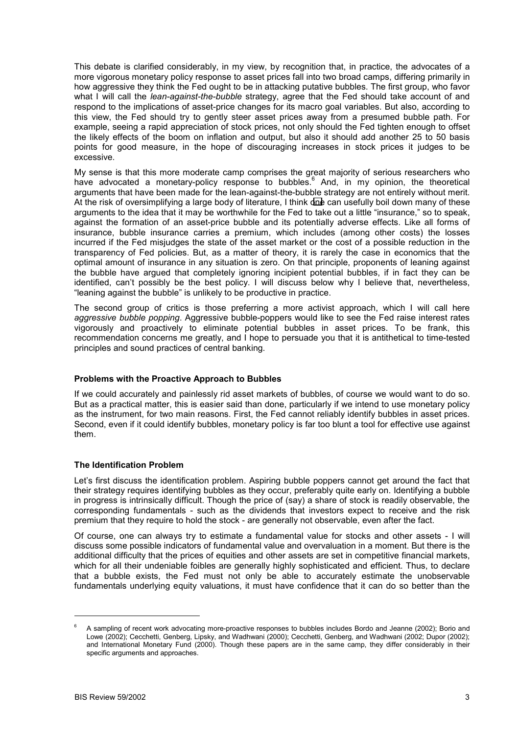This debate is clarified considerably, in my view, by recognition that, in practice, the advocates of a more vigorous monetary policy response to asset prices fall into two broad camps, differing primarily in how aggressive they think the Fed ought to be in attacking putative bubbles. The first group, who favor what I will call the *lean-against-the-bubble* strategy, agree that the Fed should take account of and respond to the implications of asset-price changes for its macro goal variables. But also, according to this view, the Fed should try to gently steer asset prices away from a presumed bubble path. For example, seeing a rapid appreciation of stock prices, not only should the Fed tighten enough to offset the likely effects of the boom on inflation and output, but also it should add another 25 to 50 basis points for good measure, in the hope of discouraging increases in stock prices it judges to be excessive.

My sense is that this more moderate camp comprises the great majority of serious researchers who have advocated a monetary-policy response to bubbles.[6] And, in my opinion, the theoretical arguments that have been made for the lean-against-the-bubble strategy are not entirely without merit. At the risk of oversimplifying a large body of literature, I think one can usefully boil down many of these arguments to the idea that it may be worthwhile for the Fed to take out a little "insurance," so to speak, against the formation of an asset-price bubble and its potentially adverse effects. Like all forms of insurance, bubble insurance carries a premium, which includes (among other costs) the losses incurred if the Fed misjudges the state of the asset market or the cost of a possible reduction in the transparency of Fed policies. But, as a matter of theory, it is rarely the case in economics that the optimal amount of insurance in any situation is zero. On that principle, proponents of leaning against the bubble have argued that completely ignoring incipient potential bubbles, if in fact they can be identified, can't possibly be the best policy. I will discuss below why I believe that, nevertheless, "leaning against the bubble" is unlikely to be productive in practice.

The second group of critics is those preferring a more activist approach, which I will call here *aggressive bubble popping*. Aggressive bubble-poppers would like to see the Fed raise interest rates vigorously and proactively to eliminate potential bubbles in asset prices. To be frank, this recommendation concerns me greatly, and I hope to persuade you that it is antithetical to time-tested principles and sound practices of central banking.

**Problems with the Proactive Approach to Bubbles**

If we could accurately and painlessly rid asset markets of bubbles, of course we would want to do so. But as a practical matter, this is easier said than done, particularly if we intend to use monetary policy as the instrument, for two main reasons. First, the Fed cannot reliably identify bubbles in asset prices. Second, even if it could identify bubbles, monetary policy is far too blunt a tool for effective use against them.

**The Identification Problem**

Let's first discuss the identification problem. Aspiring bubble poppers cannot get around the fact that their strategy requires identifying bubbles as they occur, preferably quite early on. Identifying a bubble in progress is intrinsically difficult. Though the price of (say) a share of stock is readily observable, the corresponding fundamentals - such as the dividends that investors expect to receive and the risk premium that they require to hold the stock - are generally not observable, even after the fact.

Of course, one can always try to estimate a fundamental value for stocks and other assets - I will discuss some possible indicators of fundamental value and overvaluation in a moment. But there is the additional difficulty that the prices of equities and other assets are set in competitive financial markets, which for all their undeniable foibles are generally highly sophisticated and efficient. Thus, to declare that a bubble exists, the Fed must not only be able to accurately estimate the unobservable fundamentals underlying equity valuations, it must have confidence that it can do so better than the

---

[6] A sampling of recent work advocating more-proactive responses to bubbles includes Bordo and Jeanne (2002); Borio and Lowe (2002); Cecchetti, Genberg, Lipsky, and Wadhwani (2000); Cecchetti, Genberg, and Wadhwani (2002; Dupor (2002); and International Monetary Fund (2000). Though these papers are in the same camp, they differ considerably in their specific arguments and approaches.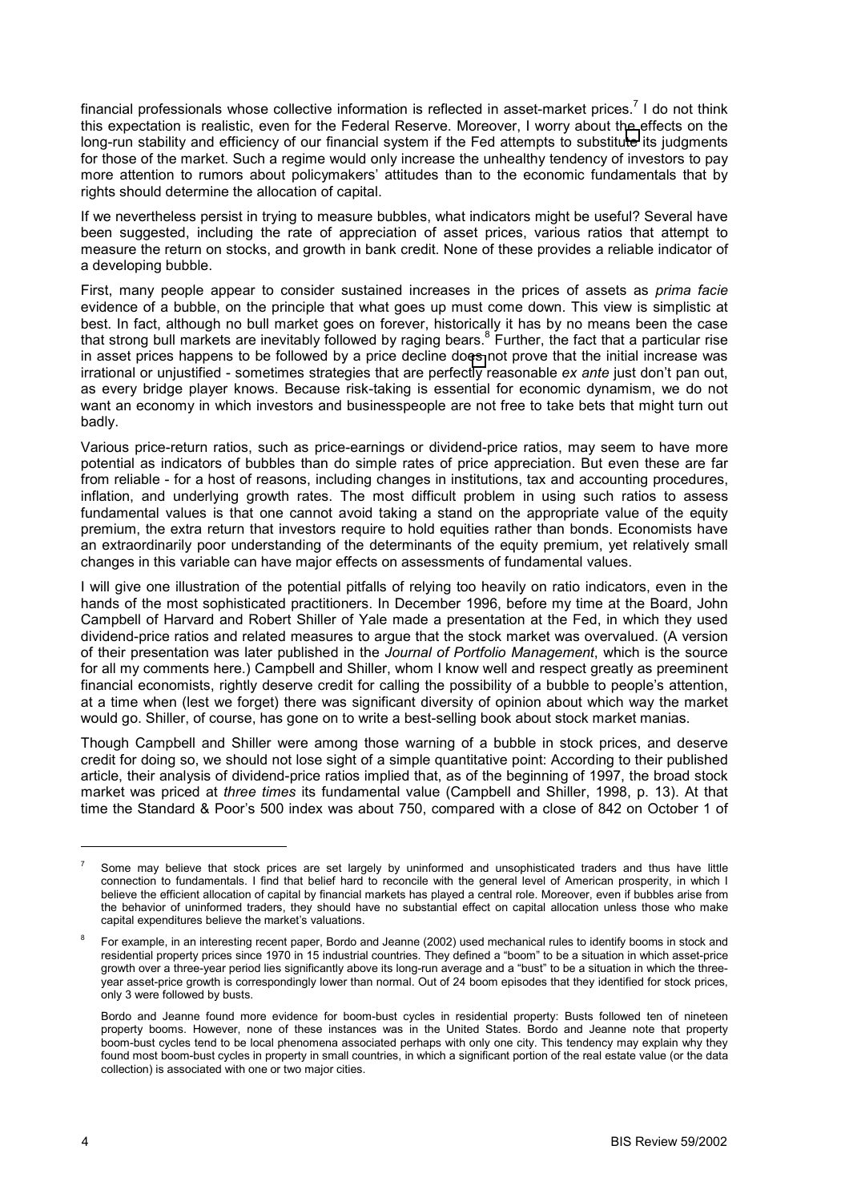financial professionals whose collective information is reflected in asset-market prices.[7] I do not think this expectation is realistic, even for the Federal Reserve. Moreover, I worry about the effects on the long-run stability and efficiency of our financial system if the Fed attempts to substitute its judgments for those of the market. Such a regime would only increase the unhealthy tendency of investors to pay more attention to rumors about policymakers' attitudes than to the economic fundamentals that by rights should determine the allocation of capital.

If we nevertheless persist in trying to measure bubbles, what indicators might be useful? Several have been suggested, including the rate of appreciation of asset prices, various ratios that attempt to measure the return on stocks, and growth in bank credit. None of these provides a reliable indicator of a developing bubble.

First, many people appear to consider sustained increases in the prices of assets as *prima facie* evidence of a bubble, on the principle that what goes up must come down. This view is simplistic at best. In fact, although no bull market goes on forever, historically it has by no means been the case that strong bull markets are inevitably followed by raging bears.[8] Further, the fact that a particular rise in asset prices happens to be followed by a price decline does not prove that the initial increase was irrational or unjustified - sometimes strategies that are perfectly reasonable *ex ante* just don't pan out, as every bridge player knows. Because risk-taking is essential for economic dynamism, we do not want an economy in which investors and businesspeople are not free to take bets that might turn out badly.

Various price-return ratios, such as price-earnings or dividend-price ratios, may seem to have more potential as indicators of bubbles than do simple rates of price appreciation. But even these are far from reliable - for a host of reasons, including changes in institutions, tax and accounting procedures, inflation, and underlying growth rates. The most difficult problem in using such ratios to assess fundamental values is that one cannot avoid taking a stand on the appropriate value of the equity premium, the extra return that investors require to hold equities rather than bonds. Economists have an extraordinarily poor understanding of the determinants of the equity premium, yet relatively small changes in this variable can have major effects on assessments of fundamental values.

I will give one illustration of the potential pitfalls of relying too heavily on ratio indicators, even in the hands of the most sophisticated practitioners. In December 1996, before my time at the Board, John Campbell of Harvard and Robert Shiller of Yale made a presentation at the Fed, in which they used dividend-price ratios and related measures to argue that the stock market was overvalued. (A version of their presentation was later published in the *Journal of Portfolio Management*, which is the source for all my comments here.) Campbell and Shiller, whom I know well and respect greatly as preeminent financial economists, rightly deserve credit for calling the possibility of a bubble to people's attention, at a time when (lest we forget) there was significant diversity of opinion about which way the market would go. Shiller, of course, has gone on to write a best-selling book about stock market manias.

Though Campbell and Shiller were among those warning of a bubble in stock prices, and deserve credit for doing so, we should not lose sight of a simple quantitative point: According to their published article, their analysis of dividend-price ratios implied that, as of the beginning of 1997, the broad stock market was priced at *three times* its fundamental value (Campbell and Shiller, 1998, p. 13). At that time the Standard & Poor's 500 index was about 750, compared with a close of 842 on October 1 of

---

[7] Some may believe that stock prices are set largely by uninformed and unsophisticated traders and thus have little connection to fundamentals. I find that belief hard to reconcile with the general level of American prosperity, in which I believe the efficient allocation of capital by financial markets has played a central role. Moreover, even if bubbles arise from the behavior of uninformed traders, they should have no substantial effect on capital allocation unless those who make capital expenditures believe the market's valuations.

[8] For example, in an interesting recent paper, Bordo and Jeanne (2002) used mechanical rules to identify booms in stock and residential property prices since 1970 in 15 industrial countries. They defined a "boom" to be a situation in which asset-price growth over a three-year period lies significantly above its long-run average and a "bust" to be a situation in which the three-year asset-price growth is correspondingly lower than normal. Out of 24 boom episodes that they identified for stock prices, only 3 were followed by busts.

Bordo and Jeanne found more evidence for boom-bust cycles in residential property: Busts followed ten of nineteen property booms. However, none of these instances was in the United States. Bordo and Jeanne note that property boom-bust cycles tend to be local phenomena associated perhaps with only one city. This tendency may explain why they found most boom-bust cycles in property in small countries, in which a significant portion of the real estate value (or the data collection) is associated with one or two major cities.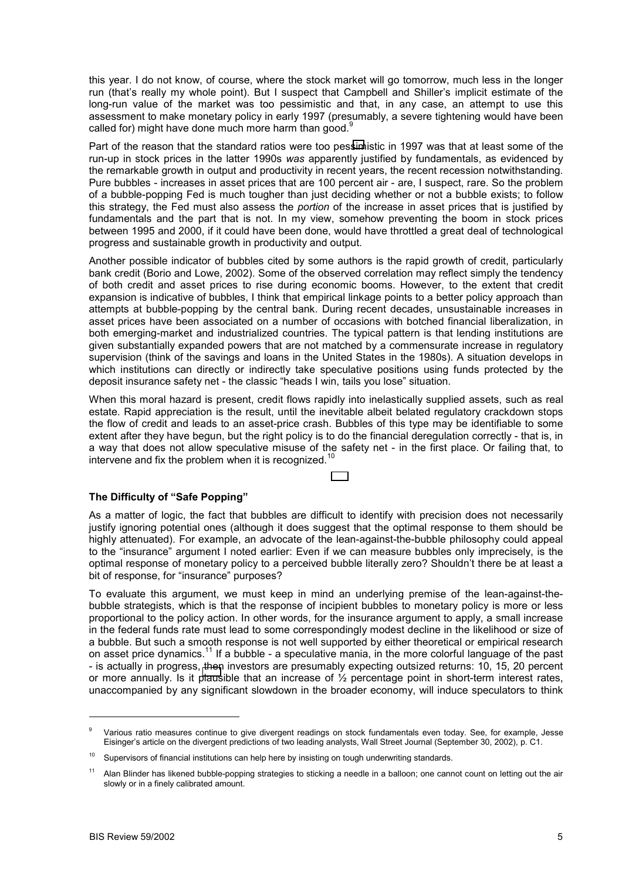this year. I do not know, of course, where the stock market will go tomorrow, much less in the longer run (that's really my whole point). But I suspect that Campbell and Shiller's implicit estimate of the long-run value of the market was too pessimistic and that, in any case, an attempt to use this assessment to make monetary policy in early 1997 (presumably, a severe tightening would have been called for) might have done much more harm than good.[9]

Part of the reason that the standard ratios were too pessimistic in 1997 was that at least some of the run-up in stock prices in the latter 1990s *was* apparently justified by fundamentals, as evidenced by the remarkable growth in output and productivity in recent years, the recent recession notwithstanding. Pure bubbles - increases in asset prices that are 100 percent air - are, I suspect, rare. So the problem of a bubble-popping Fed is much tougher than just deciding whether or not a bubble exists; to follow this strategy, the Fed must also assess the *portion* of the increase in asset prices that is justified by fundamentals and the part that is not. In my view, somehow preventing the boom in stock prices between 1995 and 2000, if it could have been done, would have throttled a great deal of technological progress and sustainable growth in productivity and output.

Another possible indicator of bubbles cited by some authors is the rapid growth of credit, particularly bank credit (Borio and Lowe, 2002). Some of the observed correlation may reflect simply the tendency of both credit and asset prices to rise during economic booms. However, to the extent that credit expansion is indicative of bubbles, I think that empirical linkage points to a better policy approach than attempts at bubble-popping by the central bank. During recent decades, unsustainable increases in asset prices have been associated on a number of occasions with botched financial liberalization, in both emerging-market and industrialized countries. The typical pattern is that lending institutions are given substantially expanded powers that are not matched by a commensurate increase in regulatory supervision (think of the savings and loans in the United States in the 1980s). A situation develops in which institutions can directly or indirectly take speculative positions using funds protected by the deposit insurance safety net - the classic "heads I win, tails you lose" situation.

When this moral hazard is present, credit flows rapidly into inelastically supplied assets, such as real estate. Rapid appreciation is the result, until the inevitable albeit belated regulatory crackdown stops the flow of credit and leads to an asset-price crash. Bubbles of this type may be identifiable to some extent after they have begun, but the right policy is to do the financial deregulation correctly - that is, in a way that does not allow speculative misuse of the safety net - in the first place. Or failing that, to intervene and fix the problem when it is recognized.[10]

**The Difficulty of "Safe Popping"**

As a matter of logic, the fact that bubbles are difficult to identify with precision does not necessarily justify ignoring potential ones (although it does suggest that the optimal response to them should be highly attenuated). For example, an advocate of the lean-against-the-bubble philosophy could appeal to the "insurance" argument I noted earlier: Even if we can measure bubbles only imprecisely, is the optimal response of monetary policy to a perceived bubble literally zero? Shouldn't there be at least a bit of response, for "insurance" purposes?

To evaluate this argument, we must keep in mind an underlying premise of the lean-against-the-bubble strategists, which is that the response of incipient bubbles to monetary policy is more or less proportional to the policy action. In other words, for the insurance argument to apply, a small increase in the federal funds rate must lead to some correspondingly modest decline in the likelihood or size of a bubble. But such a smooth response is not well supported by either theoretical or empirical research on asset price dynamics.[11] If a bubble - a speculative mania, in the more colorful language of the past - is actually in progress, then investors are presumably expecting outsized returns: 10, 15, 20 percent or more annually. Is it plausible that an increase of ½ percentage point in short-term interest rates, unaccompanied by any significant slowdown in the broader economy, will induce speculators to think

---

[9] Various ratio measures continue to give divergent readings on stock fundamentals even today. See, for example, Jesse Eisinger's article on the divergent predictions of two leading analysts, Wall Street Journal (September 30, 2002), p. C1.

[10] Supervisors of financial institutions can help here by insisting on tough underwriting standards.

[11] Alan Blinder has likened bubble-popping strategies to sticking a needle in a balloon; one cannot count on letting out the air slowly or in a finely calibrated amount.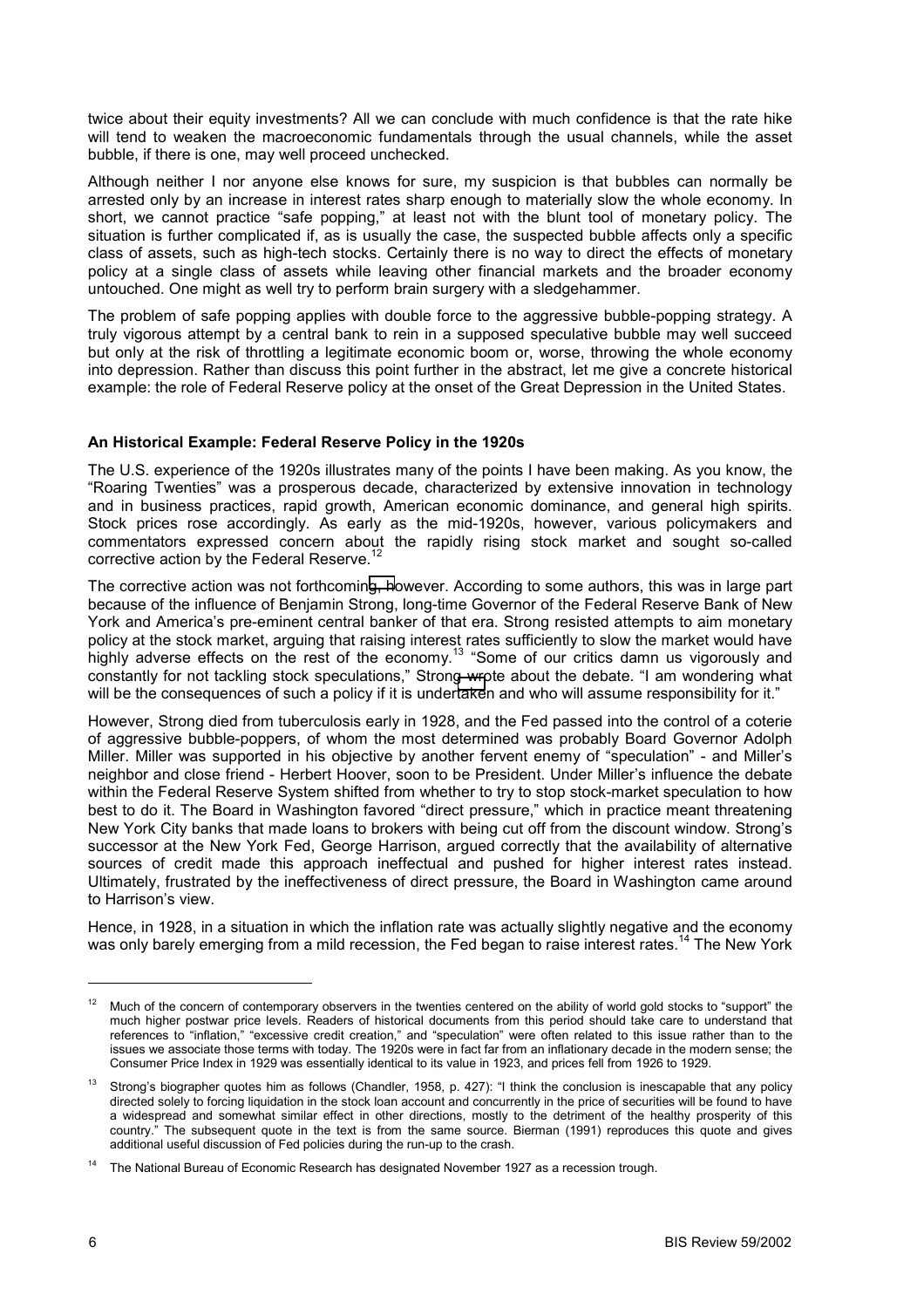twice about their equity investments? All we can conclude with much confidence is that the rate hike will tend to weaken the macroeconomic fundamentals through the usual channels, while the asset bubble, if there is one, may well proceed unchecked.

Although neither I nor anyone else knows for sure, my suspicion is that bubbles can normally be arrested only by an increase in interest rates sharp enough to materially slow the whole economy. In short, we cannot practice "safe popping," at least not with the blunt tool of monetary policy. The situation is further complicated if, as is usually the case, the suspected bubble affects only a specific class of assets, such as high-tech stocks. Certainly there is no way to direct the effects of monetary policy at a single class of assets while leaving other financial markets and the broader economy untouched. One might as well try to perform brain surgery with a sledgehammer.

The problem of safe popping applies with double force to the aggressive bubble-popping strategy. A truly vigorous attempt by a central bank to rein in a supposed speculative bubble may well succeed but only at the risk of throttling a legitimate economic boom or, worse, throwing the whole economy into depression. Rather than discuss this point further in the abstract, let me give a concrete historical example: the role of Federal Reserve policy at the onset of the Great Depression in the United States.

**An Historical Example: Federal Reserve Policy in the 1920s**

The U.S. experience of the 1920s illustrates many of the points I have been making. As you know, the "Roaring Twenties" was a prosperous decade, characterized by extensive innovation in technology and in business practices, rapid growth, American economic dominance, and general high spirits. Stock prices rose accordingly. As early as the mid-1920s, however, various policymakers and commentators expressed concern about the rapidly rising stock market and sought so-called corrective action by the Federal Reserve.[12]

The corrective action was not forthcoming, however. According to some authors, this was in large part because of the influence of Benjamin Strong, long-time Governor of the Federal Reserve Bank of New York and America's pre-eminent central banker of that era. Strong resisted attempts to aim monetary policy at the stock market, arguing that raising interest rates sufficiently to slow the market would have highly adverse effects on the rest of the economy.[13] "Some of our critics damn us vigorously and constantly for not tackling stock speculations," Strong wrote about the debate. "I am wondering what will be the consequences of such a policy if it is undertaken and who will assume responsibility for it."

However, Strong died from tuberculosis early in 1928, and the Fed passed into the control of a coterie of aggressive bubble-poppers, of whom the most determined was probably Board Governor Adolph Miller. Miller was supported in his objective by another fervent enemy of "speculation" - and Miller's neighbor and close friend - Herbert Hoover, soon to be President. Under Miller's influence the debate within the Federal Reserve System shifted from whether to try to stop stock-market speculation to how best to do it. The Board in Washington favored "direct pressure," which in practice meant threatening New York City banks that made loans to brokers with being cut off from the discount window. Strong's successor at the New York Fed, George Harrison, argued correctly that the availability of alternative sources of credit made this approach ineffectual and pushed for higher interest rates instead. Ultimately, frustrated by the ineffectiveness of direct pressure, the Board in Washington came around to Harrison's view.

Hence, in 1928, in a situation in which the inflation rate was actually slightly negative and the economy was only barely emerging from a mild recession, the Fed began to raise interest rates.[14] The New York

---

[12] Much of the concern of contemporary observers in the twenties centered on the ability of world gold stocks to "support" the much higher postwar price levels. Readers of historical documents from this period should take care to understand that references to "inflation," "excessive credit creation," and "speculation" were often related to this issue rather than to the issues we associate those terms with today. The 1920s were in fact far from an inflationary decade in the modern sense; the Consumer Price Index in 1929 was essentially identical to its value in 1923, and prices fell from 1926 to 1929.

[13] Strong's biographer quotes him as follows (Chandler, 1958, p. 427): "I think the conclusion is inescapable that any policy directed solely to forcing liquidation in the stock loan account and concurrently in the price of securities will be found to have a widespread and somewhat similar effect in other directions, mostly to the detriment of the healthy prosperity of this country." The subsequent quote in the text is from the same source. Bierman (1991) reproduces this quote and gives additional useful discussion of Fed policies during the run-up to the crash.

[14] The National Bureau of Economic Research has designated November 1927 as a recession trough.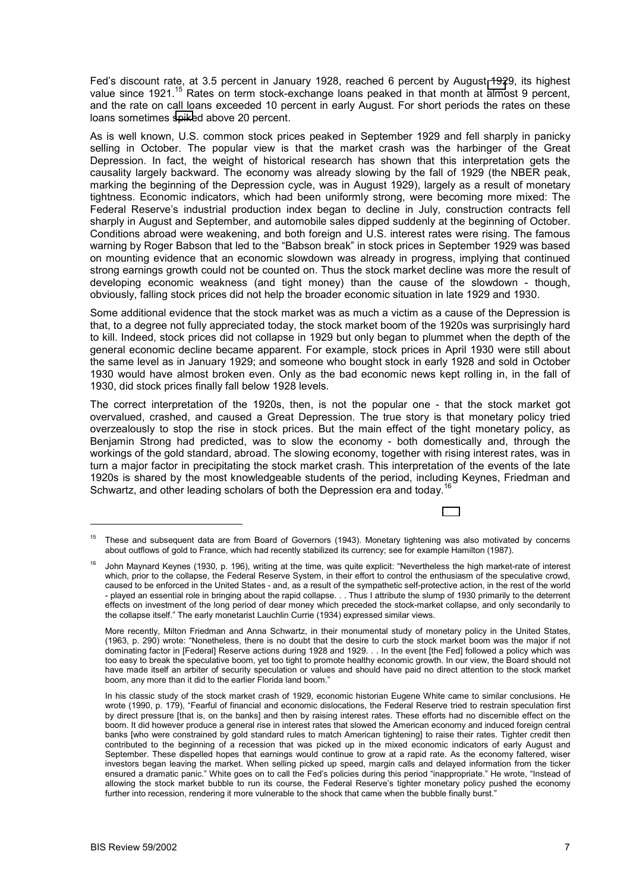Fed's discount rate, at 3.5 percent in January 1928, reached 6 percent by August 1929, its highest value since 1921.[15] Rates on term stock-exchange loans peaked in that month at almost 9 percent, and the rate on call loans exceeded 10 percent in early August. For short periods the rates on these loans sometimes spiked above 20 percent.

As is well known, U.S. common stock prices peaked in September 1929 and fell sharply in panicky selling in October. The popular view is that the market crash was the harbinger of the Great Depression. In fact, the weight of historical research has shown that this interpretation gets the causality largely backward. The economy was already slowing by the fall of 1929 (the NBER peak, marking the beginning of the Depression cycle, was in August 1929), largely as a result of monetary tightness. Economic indicators, which had been uniformly strong, were becoming more mixed: The Federal Reserve's industrial production index began to decline in July, construction contracts fell sharply in August and September, and automobile sales dipped suddenly at the beginning of October. Conditions abroad were weakening, and both foreign and U.S. interest rates were rising. The famous warning by Roger Babson that led to the "Babson break" in stock prices in September 1929 was based on mounting evidence that an economic slowdown was already in progress, implying that continued strong earnings growth could not be counted on. Thus the stock market decline was more the result of developing economic weakness (and tight money) than the cause of the slowdown - though, obviously, falling stock prices did not help the broader economic situation in late 1929 and 1930.

Some additional evidence that the stock market was as much a victim as a cause of the Depression is that, to a degree not fully appreciated today, the stock market boom of the 1920s was surprisingly hard to kill. Indeed, stock prices did not collapse in 1929 but only began to plummet when the depth of the general economic decline became apparent. For example, stock prices in April 1930 were still about the same level as in January 1929; and someone who bought stock in early 1928 and sold in October 1930 would have almost broken even. Only as the bad economic news kept rolling in, in the fall of 1930, did stock prices finally fall below 1928 levels.

The correct interpretation of the 1920s, then, is not the popular one - that the stock market got overvalued, crashed, and caused a Great Depression. The true story is that monetary policy tried overzealously to stop the rise in stock prices. But the main effect of the tight monetary policy, as Benjamin Strong had predicted, was to slow the economy - both domestically and, through the workings of the gold standard, abroad. The slowing economy, together with rising interest rates, was in turn a major factor in precipitating the stock market crash. This interpretation of the events of the late 1920s is shared by the most knowledgeable students of the period, including Keynes, Friedman and Schwartz, and other leading scholars of both the Depression era and today.[16]

---

[15] These and subsequent data are from Board of Governors (1943). Monetary tightening was also motivated by concerns about outflows of gold to France, which had recently stabilized its currency; see for example Hamilton (1987).

[16] John Maynard Keynes (1930, p. 196), writing at the time, was quite explicit: "Nevertheless the high market-rate of interest which, prior to the collapse, the Federal Reserve System, in their effort to control the enthusiasm of the speculative crowd, caused to be enforced in the United States - and, as a result of the sympathetic self-protective action, in the rest of the world - played an essential role in bringing about the rapid collapse. . . Thus I attribute the slump of 1930 primarily to the deterrent effects on investment of the long period of dear money which preceded the stock-market collapse, and only secondarily to the collapse itself." The early monetarist Lauchlin Currie (1934) expressed similar views.

More recently, Milton Friedman and Anna Schwartz, in their monumental study of monetary policy in the United States, (1963, p. 290) wrote: "Nonetheless, there is no doubt that the desire to curb the stock market boom was the major if not dominating factor in [Federal] Reserve actions during 1928 and 1929. . . In the event [the Fed] followed a policy which was too easy to break the speculative boom, yet too tight to promote healthy economic growth. In our view, the Board should not have made itself an arbiter of security speculation or values and should have paid no direct attention to the stock market boom, any more than it did to the earlier Florida land boom."

In his classic study of the stock market crash of 1929, economic historian Eugene White came to similar conclusions. He wrote (1990, p. 179), "Fearful of financial and economic dislocations, the Federal Reserve tried to restrain speculation first by direct pressure [that is, on the banks] and then by raising interest rates. These efforts had no discernible effect on the boom. It did however produce a general rise in interest rates that slowed the American economy and induced foreign central banks [who were constrained by gold standard rules to match American tightening] to raise their rates. Tighter credit then contributed to the beginning of a recession that was picked up in the mixed economic indicators of early August and September. These dispelled hopes that earnings would continue to grow at a rapid rate. As the economy faltered, wiser investors began leaving the market. When selling picked up speed, margin calls and delayed information from the ticker ensured a dramatic panic." White goes on to call the Fed's policies during this period "inappropriate." He wrote, "Instead of allowing the stock market bubble to run its course, the Federal Reserve's tighter monetary policy pushed the economy further into recession, rendering it more vulnerable to the shock that came when the bubble finally burst."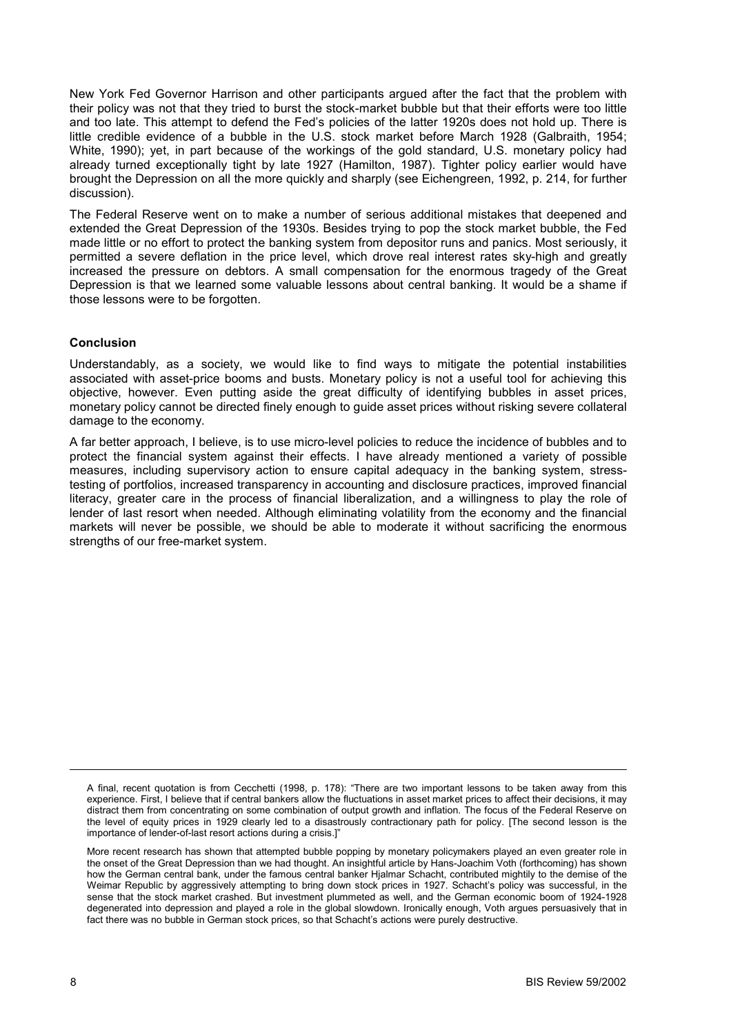New York Fed Governor Harrison and other participants argued after the fact that the problem with their policy was not that they tried to burst the stock-market bubble but that their efforts were too little and too late. This attempt to defend the Fed's policies of the latter 1920s does not hold up. There is little credible evidence of a bubble in the U.S. stock market before March 1928 (Galbraith, 1954; White, 1990); yet, in part because of the workings of the gold standard, U.S. monetary policy had already turned exceptionally tight by late 1927 (Hamilton, 1987). Tighter policy earlier would have brought the Depression on all the more quickly and sharply (see Eichengreen, 1992, p. 214, for further discussion).

The Federal Reserve went on to make a number of serious additional mistakes that deepened and extended the Great Depression of the 1930s. Besides trying to pop the stock market bubble, the Fed made little or no effort to protect the banking system from depositor runs and panics. Most seriously, it permitted a severe deflation in the price level, which drove real interest rates sky-high and greatly increased the pressure on debtors. A small compensation for the enormous tragedy of the Great Depression is that we learned some valuable lessons about central banking. It would be a shame if those lessons were to be forgotten.

**Conclusion**

Understandably, as a society, we would like to find ways to mitigate the potential instabilities associated with asset-price booms and busts. Monetary policy is not a useful tool for achieving this objective, however. Even putting aside the great difficulty of identifying bubbles in asset prices, monetary policy cannot be directed finely enough to guide asset prices without risking severe collateral damage to the economy.

A far better approach, I believe, is to use micro-level policies to reduce the incidence of bubbles and to protect the financial system against their effects. I have already mentioned a variety of possible measures, including supervisory action to ensure capital adequacy in the banking system, stress-testing of portfolios, increased transparency in accounting and disclosure practices, improved financial literacy, greater care in the process of financial liberalization, and a willingness to play the role of lender of last resort when needed. Although eliminating volatility from the economy and the financial markets will never be possible, we should be able to moderate it without sacrificing the enormous strengths of our free-market system.

---

A final, recent quotation is from Cecchetti (1998, p. 178): "There are two important lessons to be taken away from this experience. First, I believe that if central bankers allow the fluctuations in asset market prices to affect their decisions, it may distract them from concentrating on some combination of output growth and inflation. The focus of the Federal Reserve on the level of equity prices in 1929 clearly led to a disastrously contractionary path for policy. [The second lesson is the importance of lender-of-last resort actions during a crisis.]"

More recent research has shown that attempted bubble popping by monetary policymakers played an even greater role in the onset of the Great Depression than we had thought. An insightful article by Hans-Joachim Voth (forthcoming) has shown how the German central bank, under the famous central banker Hjalmar Schacht, contributed mightily to the demise of the Weimar Republic by aggressively attempting to bring down stock prices in 1927. Schacht's policy was successful, in the sense that the stock market crashed. But investment plummeted as well, and the German economic boom of 1924-1928 degenerated into depression and played a role in the global slowdown. Ironically enough, Voth argues persuasively that in fact there was no bubble in German stock prices, so that Schacht's actions were purely destructive.